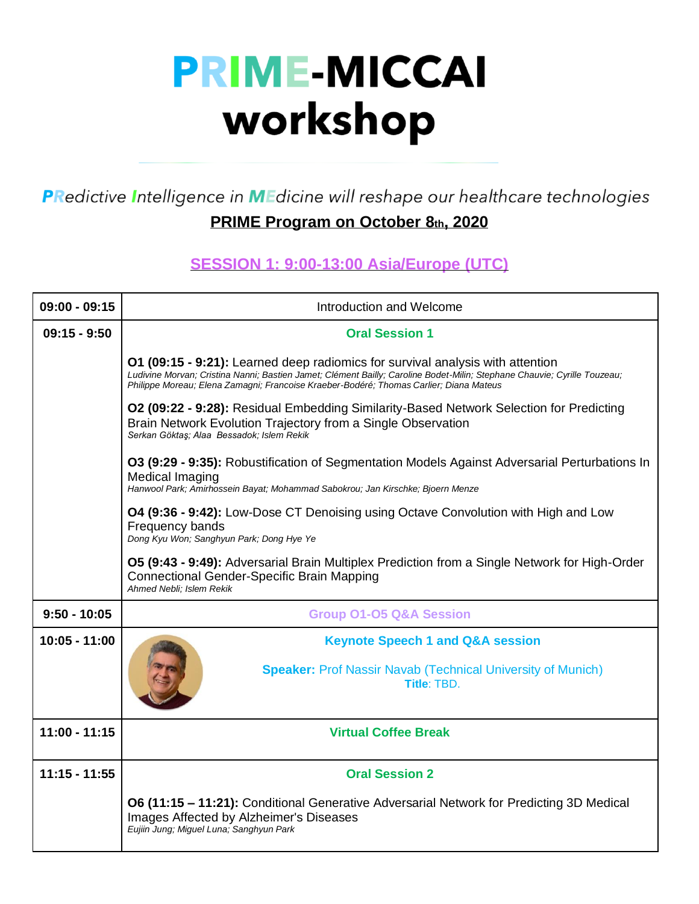# PRIME-MICCAI workshop

*PRedictive Intelligence in MEdicine will reshape our healthcare technologies*

## PRIME Program on October 8th, 2020

### SESSION 1: 9:00-13:00 Asia/Europe (UTC)

| | |
|---|---|
| **09:00 - 09:15** | Introduction and Welcome |
| **09:15 - 9:50** | **Oral Session 1**<br><br>**O1 (09:15 - 9:21):** Learned deep radiomics for survival analysis with attention<br>*Ludivine Morvan; Cristina Nanni; Bastien Jamet; Clément Bailly; Caroline Bodet-Milin; Stephane Chauvie; Cyrille Touzeau; Philippe Moreau; Elena Zamagni; Francoise Kraeber-Bodéré; Thomas Carlier; Diana Mateus*<br><br>**O2 (09:22 - 9:28):** Residual Embedding Similarity-Based Network Selection for Predicting Brain Network Evolution Trajectory from a Single Observation<br>*Serkan Göktaş; Alaa Bessadok; Islem Rekik*<br><br>**O3 (9:29 - 9:35):** Robustification of Segmentation Models Against Adversarial Perturbations In Medical Imaging<br>*Hanwool Park; Amirhossein Bayat; Mohammad Sabokrou; Jan Kirschke; Bjoern Menze*<br><br>**O4 (9:36 - 9:42):** Low-Dose CT Denoising using Octave Convolution with High and Low Frequency bands<br>*Dong Kyu Won; Sanghyun Park; Dong Hye Ye*<br><br>**O5 (9:43 - 9:49):** Adversarial Brain Multiplex Prediction from a Single Network for High-Order Connectional Gender-Specific Brain Mapping<br>*Ahmed Nebli; Islem Rekik* |
| **9:50 - 10:05** | **Group O1-O5 Q&A Session** |
| **10:05 - 11:00** | **Keynote Speech 1 and Q&A session**<br><br>**Speaker:** Prof Nassir Navab (Technical University of Munich)<br>**Title**: TBD. |
| **11:00 - 11:15** | **Virtual Coffee Break** |
| **11:15 - 11:55** | **Oral Session 2**<br><br>**O6 (11:15 – 11:21):** Conditional Generative Adversarial Network for Predicting 3D Medical Images Affected by Alzheimer's Diseases<br>*Eujiin Jung; Miguel Luna; Sanghyun Park* |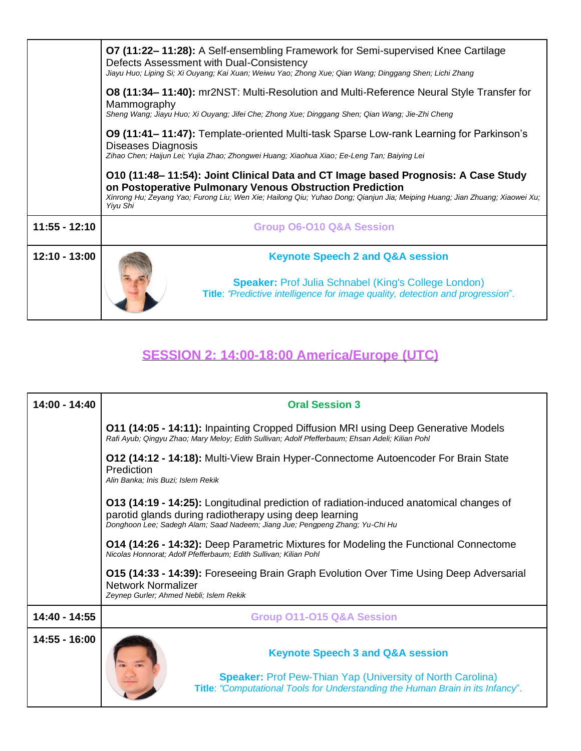| | |
|---|---|
| | **O7 (11:22– 11:28):** A Self-ensembling Framework for Semi-supervised Knee Cartilage Defects Assessment with Dual-Consistency<br>*Jiayu Huo; Liping Si; Xi Ouyang; Kai Xuan; Weiwu Yao; Zhong Xue; Qian Wang; Dinggang Shen; Lichi Zhang*<br><br>**O8 (11:34– 11:40):** mr2NST: Multi-Resolution and Multi-Reference Neural Style Transfer for Mammography<br>*Sheng Wang; Jiayu Huo; Xi Ouyang; Jifei Che; Zhong Xue; Dinggang Shen; Qian Wang; Jie-Zhi Cheng*<br><br>**O9 (11:41– 11:47):** Template-oriented Multi-task Sparse Low-rank Learning for Parkinson's Diseases Diagnosis<br>*Zihao Chen; Haijun Lei; Yujia Zhao; Zhongwei Huang; Xiaohua Xiao; Ee-Leng Tan; Baiying Lei*<br><br>**O10 (11:48– 11:54): Joint Clinical Data and CT Image based Prognosis: A Case Study on Postoperative Pulmonary Venous Obstruction Prediction**<br>*Xinrong Hu; Zeyang Yao; Furong Liu; Wen Xie; Hailong Qiu; Yuhao Dong; Qianjun Jia; Meiping Huang; Jian Zhuang; Xiaowei Xu; Yiyu Shi* |
| **11:55 - 12:10** | **Group O6-O10 Q&A Session** |
| **12:10 - 13:00** | **Keynote Speech 2 and Q&A session**<br><br>**Speaker:** Prof Julia Schnabel (King's College London)<br>**Title**: *"Predictive intelligence for image quality, detection and progression"*. |

## SESSION 2: 14:00-18:00 America/Europe (UTC)

| | |
|---|---|
| **14:00 - 14:40** | **Oral Session 3**<br><br>**O11 (14:05 - 14:11):** Inpainting Cropped Diffusion MRI using Deep Generative Models<br>*Rafi Ayub; Qingyu Zhao; Mary Meloy; Edith Sullivan; Adolf Pfefferbaum; Ehsan Adeli; Kilian Pohl*<br><br>**O12 (14:12 - 14:18):** Multi-View Brain Hyper-Connectome Autoencoder For Brain State Prediction<br>*Alin Banka; Inis Buzi; Islem Rekik*<br><br>**O13 (14:19 - 14:25):** Longitudinal prediction of radiation-induced anatomical changes of parotid glands during radiotherapy using deep learning<br>*Donghoon Lee; Sadegh Alam; Saad Nadeem; Jiang Jue; Pengpeng Zhang; Yu-Chi Hu*<br><br>**O14 (14:26 - 14:32):** Deep Parametric Mixtures for Modeling the Functional Connectome<br>*Nicolas Honnorat; Adolf Pfefferbaum; Edith Sullivan; Kilian Pohl*<br><br>**O15 (14:33 - 14:39):** Foreseeing Brain Graph Evolution Over Time Using Deep Adversarial Network Normalizer<br>*Zeynep Gurler; Ahmed Nebli; Islem Rekik* |
| **14:40 - 14:55** | **Group O11-O15 Q&A Session** |
| **14:55 - 16:00** | **Keynote Speech 3 and Q&A session**<br><br>**Speaker:** Prof Pew-Thian Yap (University of North Carolina)<br>**Title**: *"Computational Tools for Understanding the Human Brain in its Infancy"*. |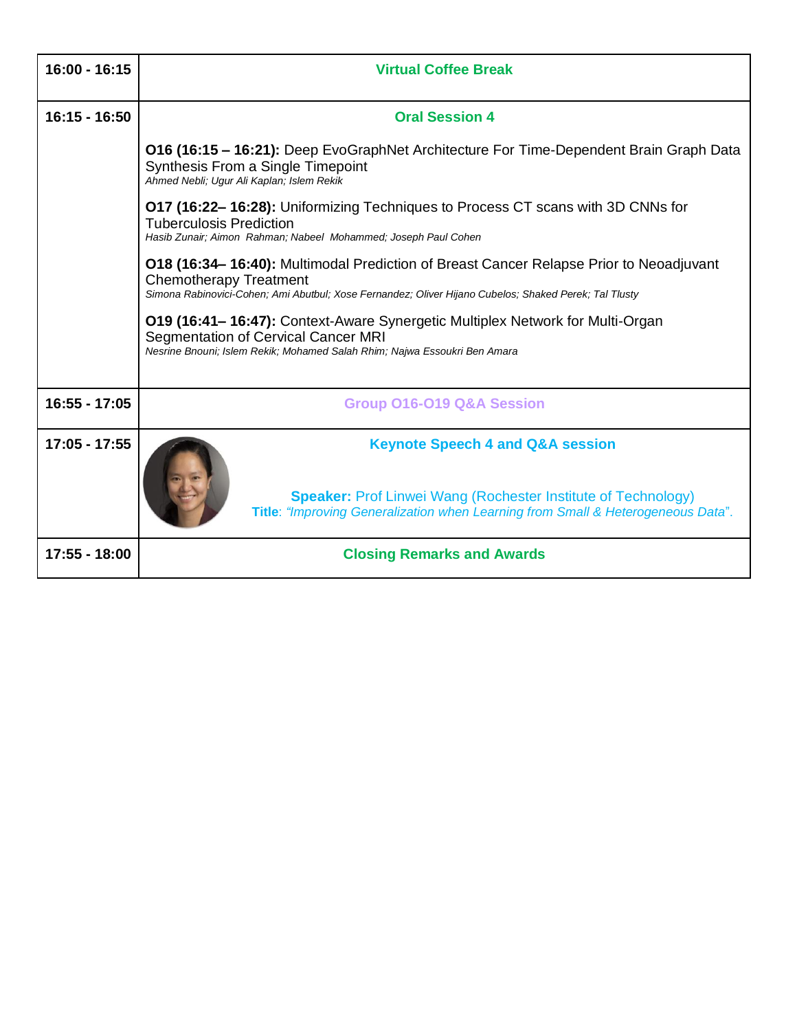| | |
|---|---|
| **16:00 - 16:15** | **Virtual Coffee Break** |
| **16:15 - 16:50** | **Oral Session 4**<br><br>**O16 (16:15 – 16:21):** Deep EvoGraphNet Architecture For Time-Dependent Brain Graph Data Synthesis From a Single Timepoint<br>*Ahmed Nebli; Ugur Ali Kaplan; Islem Rekik*<br><br>**O17 (16:22– 16:28):** Uniformizing Techniques to Process CT scans with 3D CNNs for Tuberculosis Prediction<br>*Hasib Zunair; Aimon Rahman; Nabeel Mohammed; Joseph Paul Cohen*<br><br>**O18 (16:34– 16:40):** Multimodal Prediction of Breast Cancer Relapse Prior to Neoadjuvant Chemotherapy Treatment<br>*Simona Rabinovici-Cohen; Ami Abutbul; Xose Fernandez; Oliver Hijano Cubelos; Shaked Perek; Tal Tlusty*<br><br>**O19 (16:41– 16:47):** Context-Aware Synergetic Multiplex Network for Multi-Organ Segmentation of Cervical Cancer MRI<br>*Nesrine Bnouni; Islem Rekik; Mohamed Salah Rhim; Najwa Essoukri Ben Amara* |
| **16:55 - 17:05** | **Group O16-O19 Q&A Session** |
| **17:05 - 17:55** | **Keynote Speech 4 and Q&A session**<br><br>**Speaker:** Prof Linwei Wang (Rochester Institute of Technology)<br>**Title**: *"Improving Generalization when Learning from Small & Heterogeneous Data"*. |
| **17:55 - 18:00** | **Closing Remarks and Awards** |